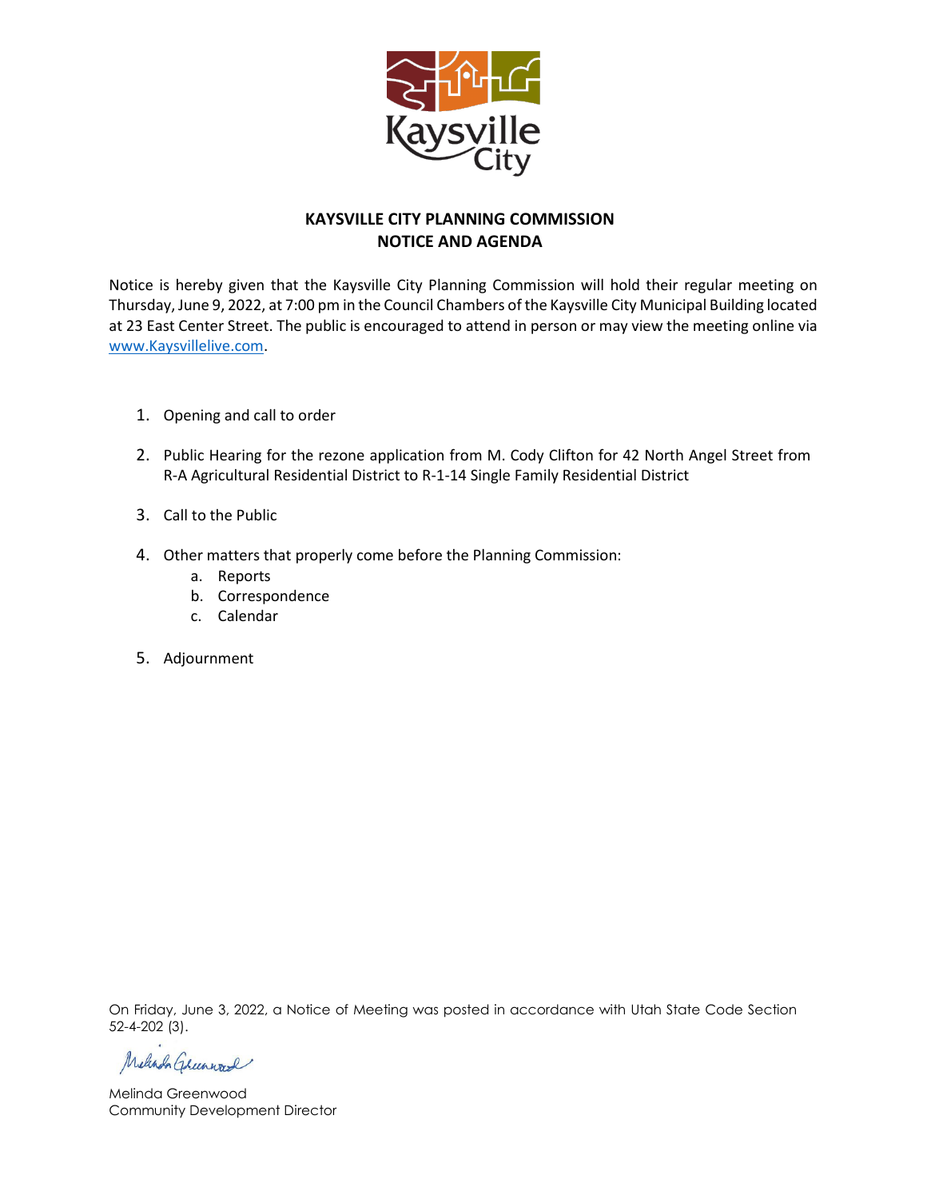# KAYSVILLE CITY PLANNING COMMISSION
## NOTICE AND AGENDA

Notice is hereby given that the Kaysville City Planning Commission will hold their regular meeting on Thursday, June 9, 2022, at 7:00 pm in the Council Chambers of the Kaysville City Municipal Building located at 23 East Center Street. The public is encouraged to attend in person or may view the meeting online via www.Kaysvillelive.com.

1. Opening and call to order

2. Public Hearing for the rezone application from M. Cody Clifton for 42 North Angel Street from R-A Agricultural Residential District to R-1-14 Single Family Residential District

3. Call to the Public

4. Other matters that properly come before the Planning Commission:
   a. Reports
   b. Correspondence
   c. Calendar

5. Adjournment

On Friday, June 3, 2022, a Notice of Meeting was posted in accordance with Utah State Code Section 52-4-202 (3).

Melinda Greenwood
Community Development Director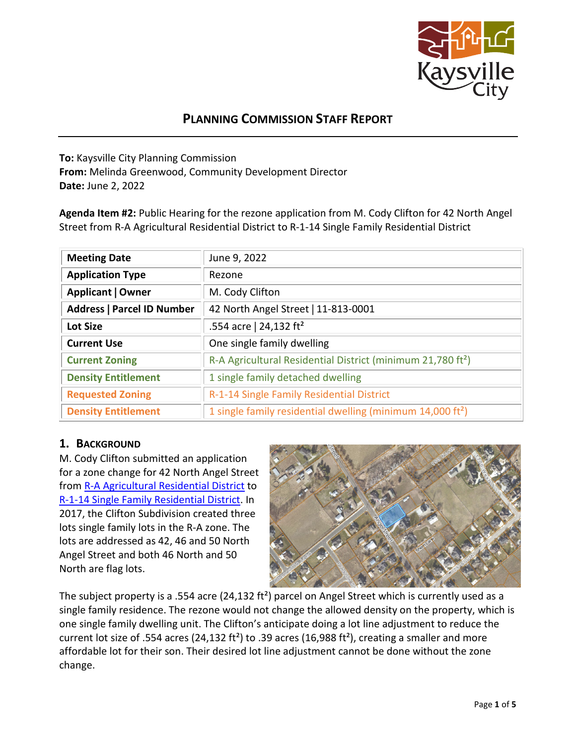# PLANNING COMMISSION STAFF REPORT

**To:** Kaysville City Planning Commission
**From:** Melinda Greenwood, Community Development Director
**Date:** June 2, 2022

**Agenda Item #2:** Public Hearing for the rezone application from M. Cody Clifton for 42 North Angel Street from R-A Agricultural Residential District to R-1-14 Single Family Residential District

| | |
|---|---|
| **Meeting Date** | June 9, 2022 |
| **Application Type** | Rezone |
| **Applicant \| Owner** | M. Cody Clifton |
| **Address \| Parcel ID Number** | 42 North Angel Street \| 11-813-0001 |
| **Lot Size** | .554 acre \| 24,132 ft² |
| **Current Use** | One single family dwelling |
| **Current Zoning** | R-A Agricultural Residential District (minimum 21,780 ft²) |
| **Density Entitlement** | 1 single family detached dwelling |
| **Requested Zoning** | R-1-14 Single Family Residential District |
| **Density Entitlement** | 1 single family residential dwelling (minimum 14,000 ft²) |

## 1. BACKGROUND

M. Cody Clifton submitted an application for a zone change for 42 North Angel Street from R-A Agricultural Residential District to R-1-14 Single Family Residential District. In 2017, the Clifton Subdivision created three lots single family lots in the R-A zone. The lots are addressed as 42, 46 and 50 North Angel Street and both 46 North and 50 North are flag lots.

The subject property is a .554 acre (24,132 ft²) parcel on Angel Street which is currently used as a single family residence. The rezone would not change the allowed density on the property, which is one single family dwelling unit. The Clifton's anticipate doing a lot line adjustment to reduce the current lot size of .554 acres (24,132 ft²) to .39 acres (16,988 ft²), creating a smaller and more affordable lot for their son. Their desired lot line adjustment cannot be done without the zone change.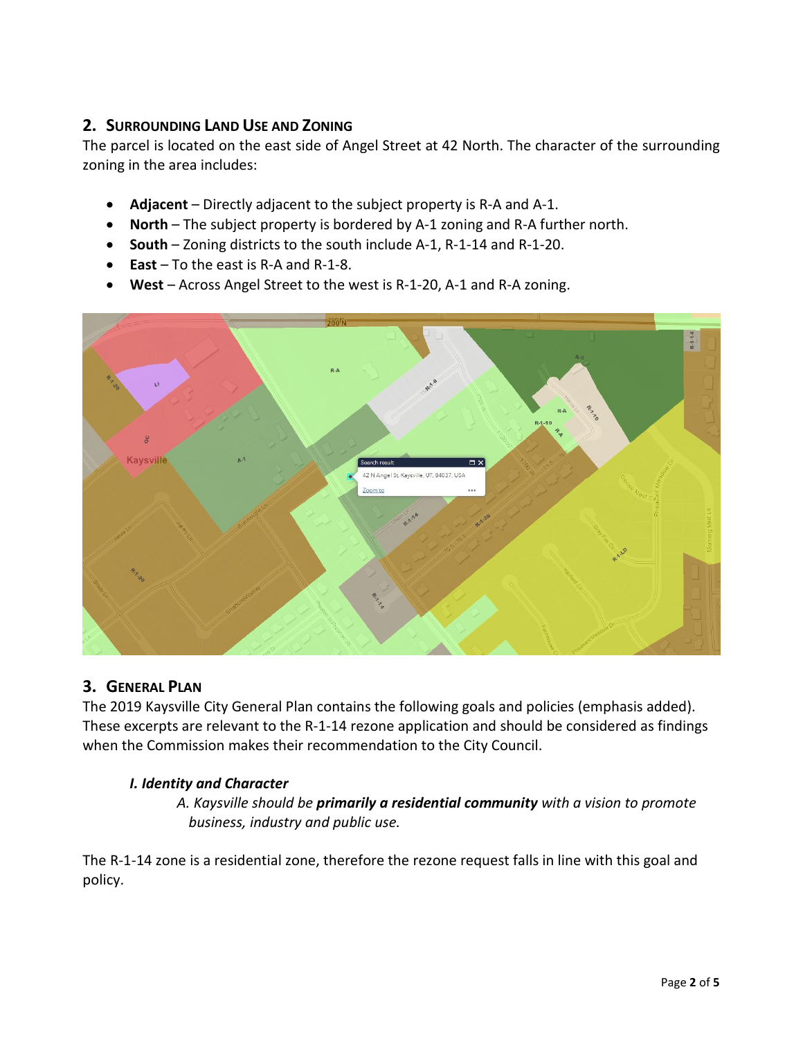## 2. Surrounding Land Use and Zoning

The parcel is located on the east side of Angel Street at 42 North. The character of the surrounding zoning in the area includes:

- **Adjacent** – Directly adjacent to the subject property is R-A and A-1.
- **North** – The subject property is bordered by A-1 zoning and R-A further north.
- **South** – Zoning districts to the south include A-1, R-1-14 and R-1-20.
- **East** – To the east is R-A and R-1-8.
- **West** – Across Angel Street to the west is R-1-20, A-1 and R-A zoning.

## 3. General Plan

The 2019 Kaysville City General Plan contains the following goals and policies (emphasis added). These excerpts are relevant to the R-1-14 rezone application and should be considered as findings when the Commission makes their recommendation to the City Council.

***I. Identity and Character***

*A. Kaysville should be **primarily a residential community** with a vision to promote business, industry and public use.*

The R-1-14 zone is a residential zone, therefore the rezone request falls in line with this goal and policy.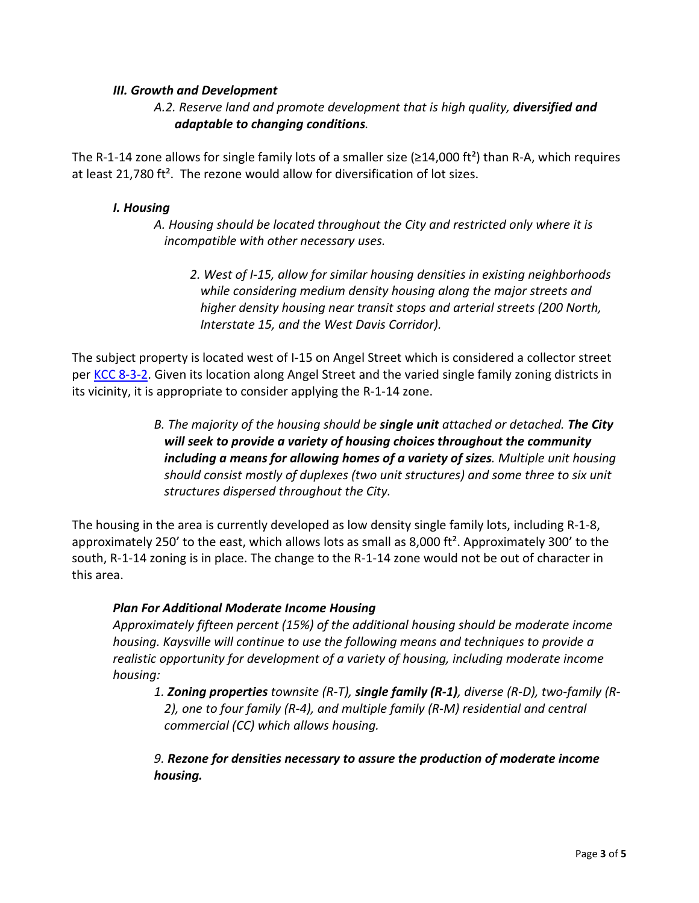### *III. Growth and Development*

*A.2. Reserve land and promote development that is high quality, **diversified and adaptable to changing conditions**.*

The R-1-14 zone allows for single family lots of a smaller size (≥14,000 ft²) than R-A, which requires at least 21,780 ft². The rezone would allow for diversification of lot sizes.

### *I. Housing*

*A. Housing should be located throughout the City and restricted only where it is incompatible with other necessary uses.*

*2. West of I-15, allow for similar housing densities in existing neighborhoods while considering medium density housing along the major streets and higher density housing near transit stops and arterial streets (200 North, Interstate 15, and the West Davis Corridor).*

The subject property is located west of I-15 on Angel Street which is considered a collector street per [KCC 8-3-2](KCC 8-3-2). Given its location along Angel Street and the varied single family zoning districts in its vicinity, it is appropriate to consider applying the R-1-14 zone.

*B. The majority of the housing should be **single unit** attached or detached. **The City will seek to provide a variety of housing choices throughout the community including a means for allowing homes of a variety of sizes**. Multiple unit housing should consist mostly of duplexes (two unit structures) and some three to six unit structures dispersed throughout the City.*

The housing in the area is currently developed as low density single family lots, including R-1-8, approximately 250' to the east, which allows lots as small as 8,000 ft². Approximately 300' to the south, R-1-14 zoning is in place. The change to the R-1-14 zone would not be out of character in this area.

### *Plan For Additional Moderate Income Housing*

*Approximately fifteen percent (15%) of the additional housing should be moderate income housing. Kaysville will continue to use the following means and techniques to provide a realistic opportunity for development of a variety of housing, including moderate income housing:*

*1. **Zoning properties** townsite (R-T), **single family (R-1)**, diverse (R-D), two-family (R-2), one to four family (R-4), and multiple family (R-M) residential and central commercial (CC) which allows housing.*

*9. **Rezone for densities necessary to assure the production of moderate income housing.***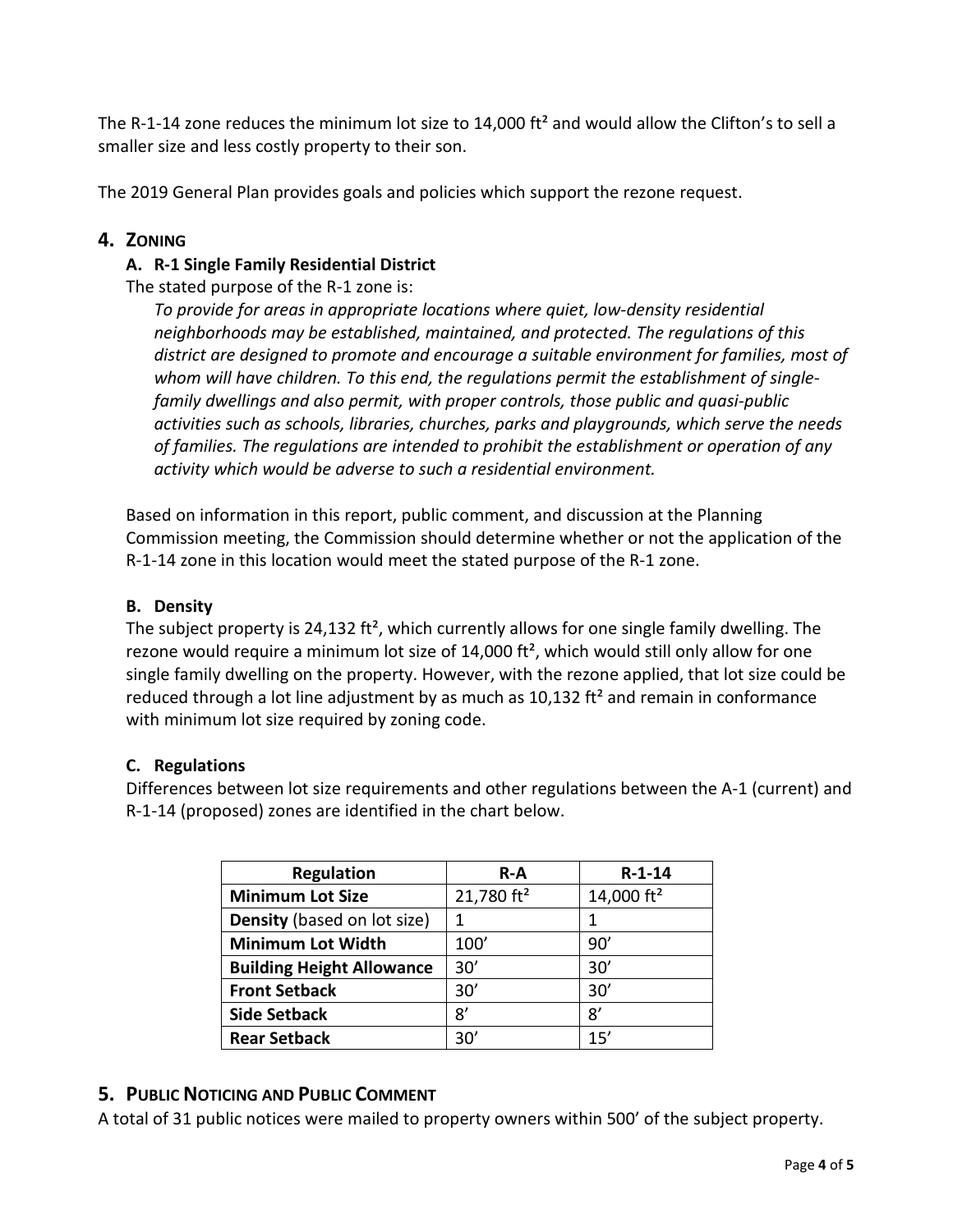The R-1-14 zone reduces the minimum lot size to 14,000 ft² and would allow the Clifton's to sell a smaller size and less costly property to their son.

The 2019 General Plan provides goals and policies which support the rezone request.

## 4. ZONING

### A. R-1 Single Family Residential District

The stated purpose of the R-1 zone is:

*To provide for areas in appropriate locations where quiet, low-density residential neighborhoods may be established, maintained, and protected. The regulations of this district are designed to promote and encourage a suitable environment for families, most of whom will have children. To this end, the regulations permit the establishment of single-family dwellings and also permit, with proper controls, those public and quasi-public activities such as schools, libraries, churches, parks and playgrounds, which serve the needs of families. The regulations are intended to prohibit the establishment or operation of any activity which would be adverse to such a residential environment.*

Based on information in this report, public comment, and discussion at the Planning Commission meeting, the Commission should determine whether or not the application of the R-1-14 zone in this location would meet the stated purpose of the R-1 zone.

### B. Density

The subject property is 24,132 ft², which currently allows for one single family dwelling. The rezone would require a minimum lot size of 14,000 ft², which would still only allow for one single family dwelling on the property. However, with the rezone applied, that lot size could be reduced through a lot line adjustment by as much as 10,132 ft² and remain in conformance with minimum lot size required by zoning code.

### C. Regulations

Differences between lot size requirements and other regulations between the A-1 (current) and R-1-14 (proposed) zones are identified in the chart below.

| Regulation | R-A | R-1-14 |
|---|---|---|
| **Minimum Lot Size** | 21,780 ft² | 14,000 ft² |
| **Density** (based on lot size) | 1 | 1 |
| **Minimum Lot Width** | 100' | 90' |
| **Building Height Allowance** | 30' | 30' |
| **Front Setback** | 30' | 30' |
| **Side Setback** | 8' | 8' |
| **Rear Setback** | 30' | 15' |

## 5. PUBLIC NOTICING AND PUBLIC COMMENT

A total of 31 public notices were mailed to property owners within 500' of the subject property.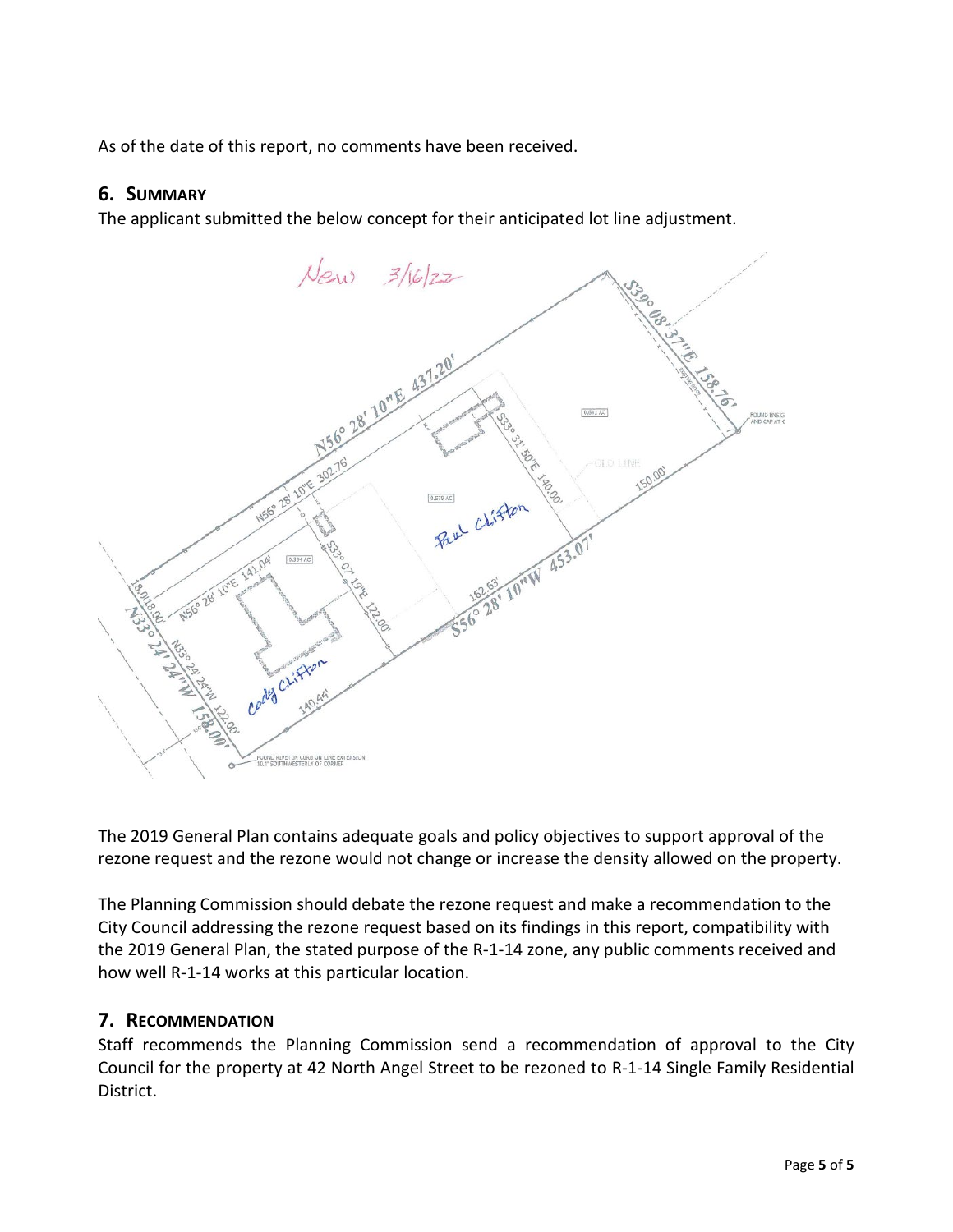As of the date of this report, no comments have been received.

## 6. Summary

The applicant submitted the below concept for their anticipated lot line adjustment.

New 3/16/22

N56° 28' 10"E 437.20'

S39° 08' 37"E 158.76'

FOUND BRASS AND CAP AT C

0.843 AC

OLD LINE

150.00'

N56° 28' 10"E 302.76'

S33° 31' 50"E 140.00'

0.579 AC

Paul Clifton

18.00' 18.00'

N56° 28' 10"E 141.04'

0.394 AC

S33° 07' 19"E 122.00'

162.63'

S56° 28' 10"W 453.07'

N33° 24' 24"W 158.00'

N33° 24' 24"W 122.00'

Cody Clifton

140.44'

FOUND RIVET IN CURB ON LINE EXTENSION, 30.1' SOUTHWESTERLY OF CORNER

The 2019 General Plan contains adequate goals and policy objectives to support approval of the rezone request and the rezone would not change or increase the density allowed on the property.

The Planning Commission should debate the rezone request and make a recommendation to the City Council addressing the rezone request based on its findings in this report, compatibility with the 2019 General Plan, the stated purpose of the R-1-14 zone, any public comments received and how well R-1-14 works at this particular location.

## 7. Recommendation

Staff recommends the Planning Commission send a recommendation of approval to the City Council for the property at 42 North Angel Street to be rezoned to R-1-14 Single Family Residential District.